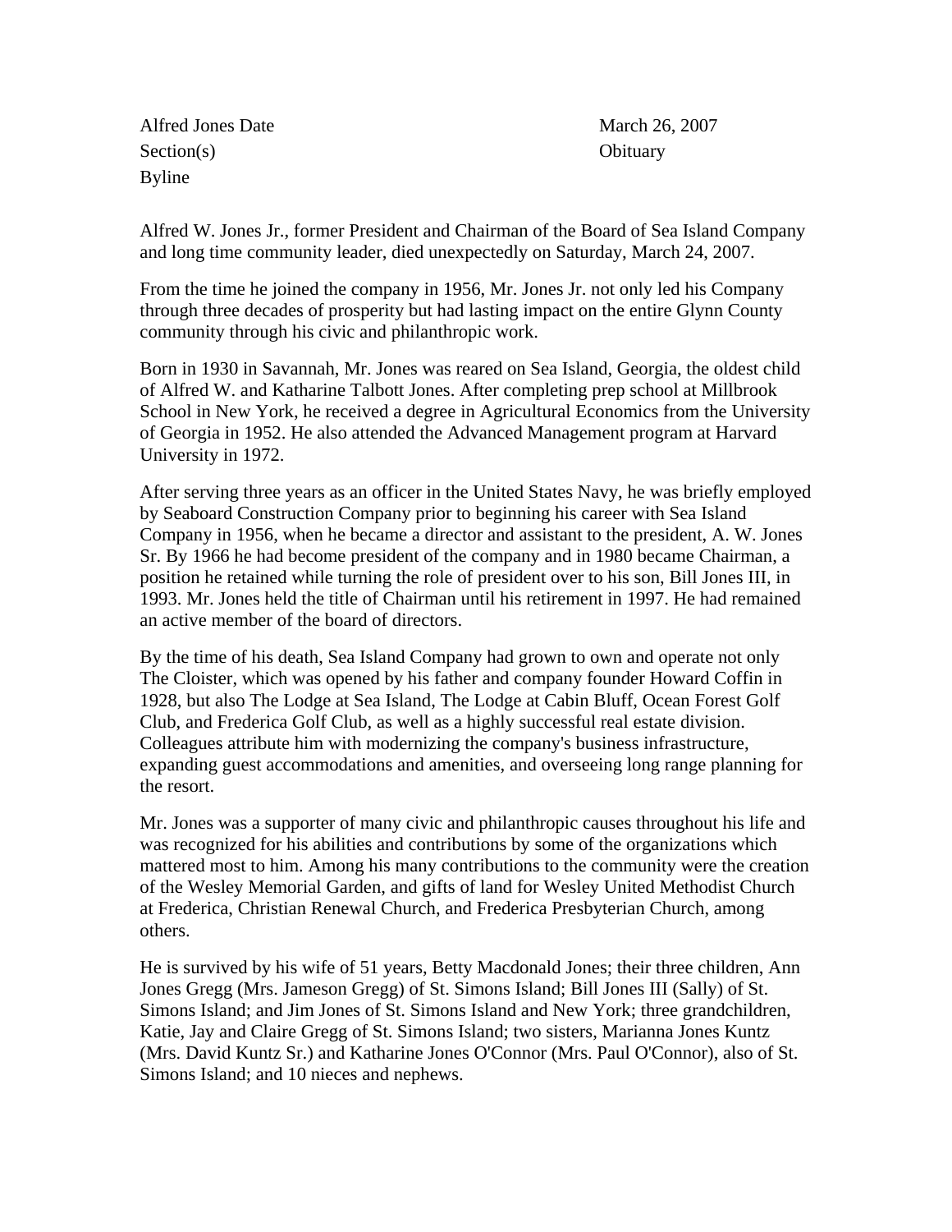Alfred Jones Date March 26, 2007
Section(s) Obituary
Byline

Alfred W. Jones Jr., former President and Chairman of the Board of Sea Island Company and long time community leader, died unexpectedly on Saturday, March 24, 2007.

From the time he joined the company in 1956, Mr. Jones Jr. not only led his Company through three decades of prosperity but had lasting impact on the entire Glynn County community through his civic and philanthropic work.

Born in 1930 in Savannah, Mr. Jones was reared on Sea Island, Georgia, the oldest child of Alfred W. and Katharine Talbott Jones. After completing prep school at Millbrook School in New York, he received a degree in Agricultural Economics from the University of Georgia in 1952. He also attended the Advanced Management program at Harvard University in 1972.

After serving three years as an officer in the United States Navy, he was briefly employed by Seaboard Construction Company prior to beginning his career with Sea Island Company in 1956, when he became a director and assistant to the president, A. W. Jones Sr. By 1966 he had become president of the company and in 1980 became Chairman, a position he retained while turning the role of president over to his son, Bill Jones III, in 1993. Mr. Jones held the title of Chairman until his retirement in 1997. He had remained an active member of the board of directors.

By the time of his death, Sea Island Company had grown to own and operate not only The Cloister, which was opened by his father and company founder Howard Coffin in 1928, but also The Lodge at Sea Island, The Lodge at Cabin Bluff, Ocean Forest Golf Club, and Frederica Golf Club, as well as a highly successful real estate division. Colleagues attribute him with modernizing the company's business infrastructure, expanding guest accommodations and amenities, and overseeing long range planning for the resort.

Mr. Jones was a supporter of many civic and philanthropic causes throughout his life and was recognized for his abilities and contributions by some of the organizations which mattered most to him. Among his many contributions to the community were the creation of the Wesley Memorial Garden, and gifts of land for Wesley United Methodist Church at Frederica, Christian Renewal Church, and Frederica Presbyterian Church, among others.

He is survived by his wife of 51 years, Betty Macdonald Jones; their three children, Ann Jones Gregg (Mrs. Jameson Gregg) of St. Simons Island; Bill Jones III (Sally) of St. Simons Island; and Jim Jones of St. Simons Island and New York; three grandchildren, Katie, Jay and Claire Gregg of St. Simons Island; two sisters, Marianna Jones Kuntz (Mrs. David Kuntz Sr.) and Katharine Jones O'Connor (Mrs. Paul O'Connor), also of St. Simons Island; and 10 nieces and nephews.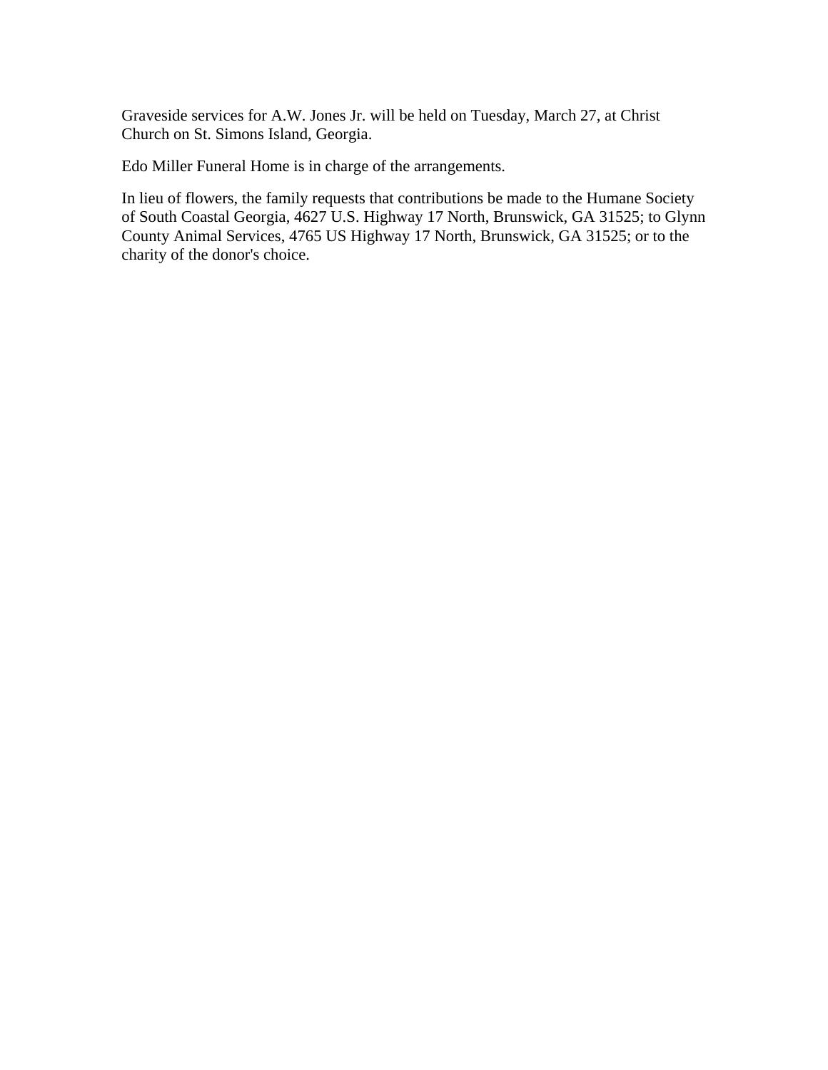Graveside services for A.W. Jones Jr. will be held on Tuesday, March 27, at Christ Church on St. Simons Island, Georgia.

Edo Miller Funeral Home is in charge of the arrangements.

In lieu of flowers, the family requests that contributions be made to the Humane Society of South Coastal Georgia, 4627 U.S. Highway 17 North, Brunswick, GA 31525; to Glynn County Animal Services, 4765 US Highway 17 North, Brunswick, GA 31525; or to the charity of the donor's choice.